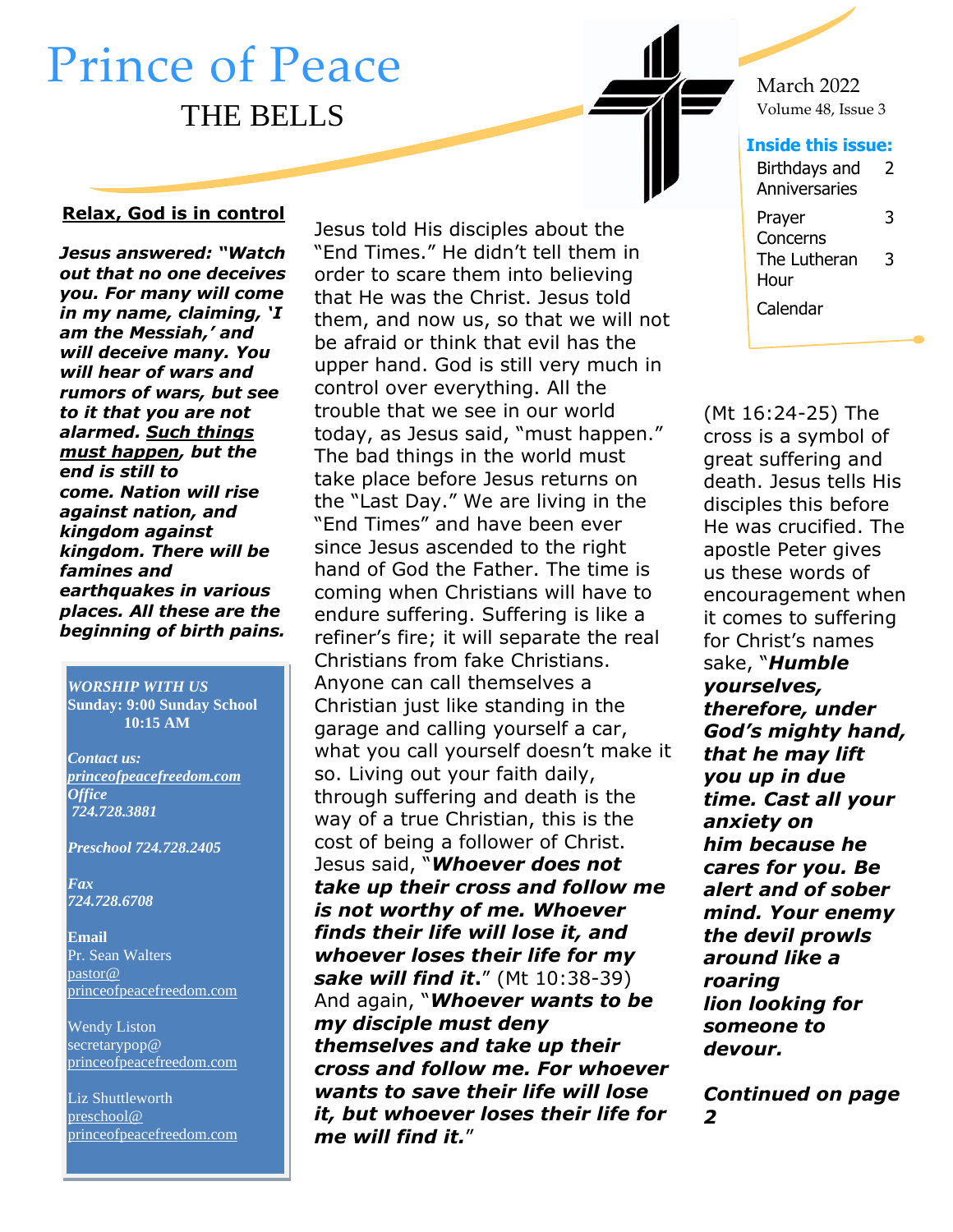# Prince of Peace

## THE BELLS

March 2022
Volume 48, Issue 3

**Inside this issue:**

| | |
|---|---|
| Birthdays and Anniversaries | 2 |
| Prayer Concerns | 3 |
| The Lutheran Hour | 3 |
| Calendar | |

### Relax, God is in control

***Jesus answered: "Watch out that no one deceives you. For many will come in my name, claiming, 'I am the Messiah,' and will deceive many. You will hear of wars and rumors of wars, but see to it that you are not alarmed. Such things must happen, but the end is still to come. Nation will rise against nation, and kingdom against kingdom. There will be famines and earthquakes in various places. All these are the beginning of birth pains.***

Jesus told His disciples about the "End Times." He didn't tell them in order to scare them into believing that He was the Christ. Jesus told them, and now us, so that we will not be afraid or think that evil has the upper hand. God is still very much in control over everything. All the trouble that we see in our world today, as Jesus said, "must happen." The bad things in the world must take place before Jesus returns on the "Last Day." We are living in the "End Times" and have been ever since Jesus ascended to the right hand of God the Father. The time is coming when Christians will have to endure suffering. Suffering is like a refiner's fire; it will separate the real Christians from fake Christians. Anyone can call themselves a Christian just like standing in the garage and calling yourself a car, what you call yourself doesn't make it so. Living out your faith daily, through suffering and death is the way of a true Christian, this is the cost of being a follower of Christ. Jesus said, "***Whoever does not take up their cross and follow me is not worthy of me. Whoever finds their life will lose it, and whoever loses their life for my sake will find it***." (Mt 10:38-39) And again, "***Whoever wants to be my disciple must deny themselves and take up their cross and follow me. For whoever wants to save their life will lose it, but whoever loses their life for me will find it.***" (Mt 16:24-25) The cross is a symbol of great suffering and death. Jesus tells His disciples this before He was crucified. The apostle Peter gives us these words of encouragement when it comes to suffering for Christ's names sake, "***Humble yourselves, therefore, under God's mighty hand, that he may lift you up in due time. Cast all your anxiety on him because he cares for you. Be alert and of sober mind. Your enemy the devil prowls around like a roaring lion looking for someone to devour.***

***Continued on page 2***

---

***WORSHIP WITH US***
**Sunday: 9:00 Sunday School**
**10:15 AM**

***Contact us:***
*princeofpeacefreedom.com*
***Office***
***724.728.3881***

***Preschool 724.728.2405***

***Fax***
***724.728.6708***

**Email**
Pr. Sean Walters
pastor@princeofpeacefreedom.com

Wendy Liston
secretarypop@princeofpeacefreedom.com

Liz Shuttleworth
preschool@princeofpeacefreedom.com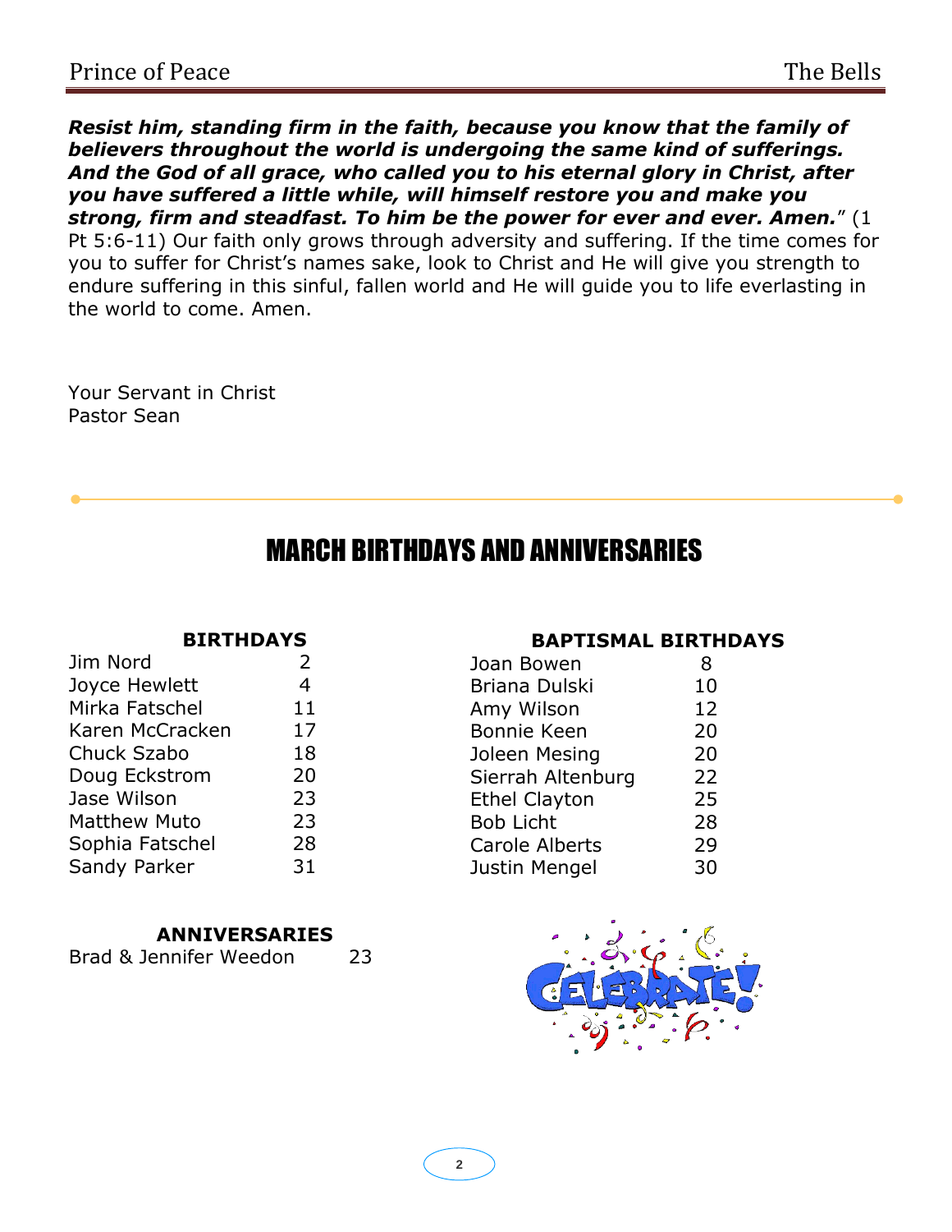***Resist him, standing firm in the faith, because you know that the family of believers throughout the world is undergoing the same kind of sufferings. And the God of all grace, who called you to his eternal glory in Christ, after you have suffered a little while, will himself restore you and make you strong, firm and steadfast. To him be the power for ever and ever. Amen.***" (1 Pt 5:6-11) Our faith only grows through adversity and suffering. If the time comes for you to suffer for Christ's names sake, look to Christ and He will give you strength to endure suffering in this sinful, fallen world and He will guide you to life everlasting in the world to come. Amen.

Your Servant in Christ
Pastor Sean

# MARCH BIRTHDAYS AND ANNIVERSARIES

| BIRTHDAYS | |
|---|---|
| Jim Nord | 2 |
| Joyce Hewlett | 4 |
| Mirka Fatschel | 11 |
| Karen McCracken | 17 |
| Chuck Szabo | 18 |
| Doug Eckstrom | 20 |
| Jase Wilson | 23 |
| Matthew Muto | 23 |
| Sophia Fatschel | 28 |
| Sandy Parker | 31 |

| BAPTISMAL BIRTHDAYS | |
|---|---|
| Joan Bowen | 8 |
| Briana Dulski | 10 |
| Amy Wilson | 12 |
| Bonnie Keen | 20 |
| Joleen Mesing | 20 |
| Sierrah Altenburg | 22 |
| Ethel Clayton | 25 |
| Bob Licht | 28 |
| Carole Alberts | 29 |
| Justin Mengel | 30 |

| ANNIVERSARIES | |
|---|---|
| Brad & Jennifer Weedon | 23 |

CELEBRATE!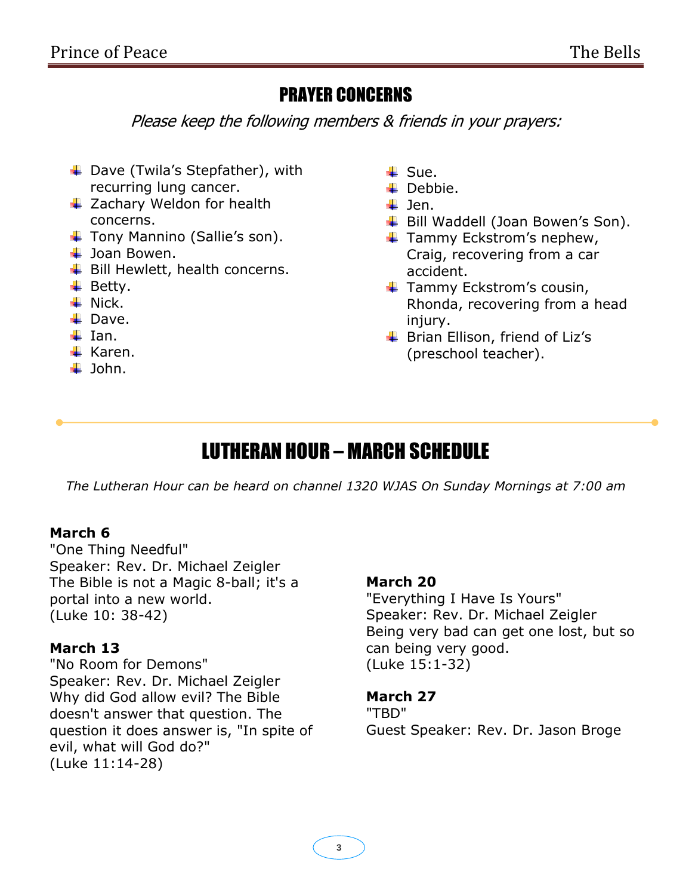## PRAYER CONCERNS

*Please keep the following members & friends in your prayers:*

- Dave (Twila's Stepfather), with recurring lung cancer.
- Zachary Weldon for health concerns.
- Tony Mannino (Sallie's son).
- Joan Bowen.
- Bill Hewlett, health concerns.
- Betty.
- Nick.
- Dave.
- Ian.
- Karen.
- John.
- Sue.
- Debbie.
- Jen.
- Bill Waddell (Joan Bowen's Son).
- Tammy Eckstrom's nephew, Craig, recovering from a car accident.
- Tammy Eckstrom's cousin, Rhonda, recovering from a head injury.
- Brian Ellison, friend of Liz's (preschool teacher).

## LUTHERAN HOUR – MARCH SCHEDULE

*The Lutheran Hour can be heard on channel 1320 WJAS On Sunday Mornings at 7:00 am*

**March 6**
"One Thing Needful"
Speaker: Rev. Dr. Michael Zeigler
The Bible is not a Magic 8-ball; it's a portal into a new world.
(Luke 10: 38-42)

**March 13**
"No Room for Demons"
Speaker: Rev. Dr. Michael Zeigler
Why did God allow evil? The Bible doesn't answer that question. The question it does answer is, "In spite of evil, what will God do?"
(Luke 11:14-28)

**March 20**
"Everything I Have Is Yours"
Speaker: Rev. Dr. Michael Zeigler
Being very bad can get one lost, but so can being very good.
(Luke 15:1-32)

**March 27**
"TBD"
Guest Speaker: Rev. Dr. Jason Broge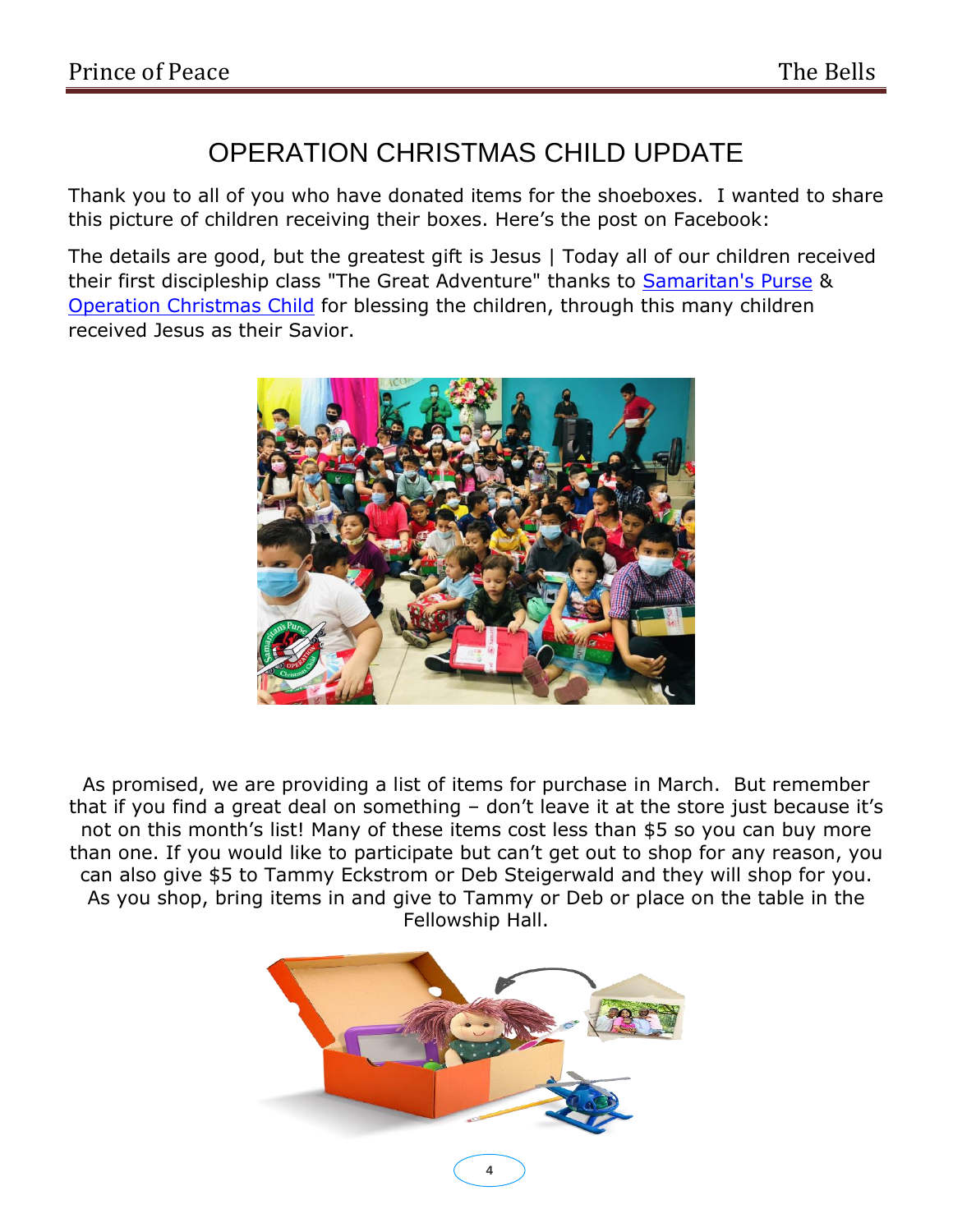# OPERATION CHRISTMAS CHILD UPDATE

Thank you to all of you who have donated items for the shoeboxes. I wanted to share this picture of children receiving their boxes. Here's the post on Facebook:

The details are good, but the greatest gift is Jesus | Today all of our children received their first discipleship class "The Great Adventure" thanks to Samaritan's Purse & Operation Christmas Child for blessing the children, through this many children received Jesus as their Savior.

As promised, we are providing a list of items for purchase in March. But remember that if you find a great deal on something – don't leave it at the store just because it's not on this month's list! Many of these items cost less than $5 so you can buy more than one. If you would like to participate but can't get out to shop for any reason, you can also give $5 to Tammy Eckstrom or Deb Steigerwald and they will shop for you. As you shop, bring items in and give to Tammy or Deb or place on the table in the Fellowship Hall.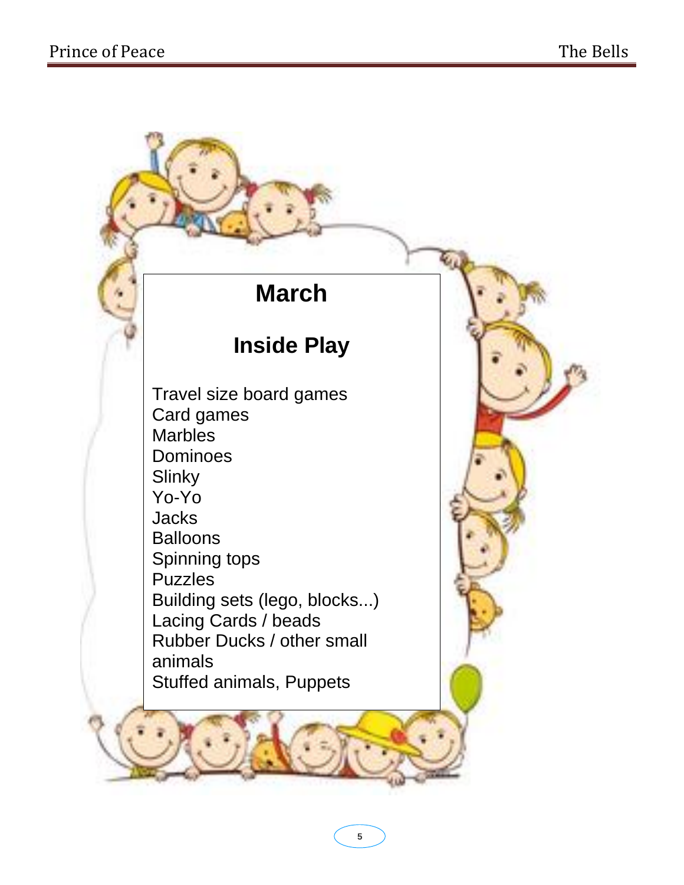# March

## Inside Play

Travel size board games
Card games
Marbles
Dominoes
Slinky
Yo-Yo
Jacks
Balloons
Spinning tops
Puzzles
Building sets (lego, blocks...)
Lacing Cards / beads
Rubber Ducks / other small animals
Stuffed animals, Puppets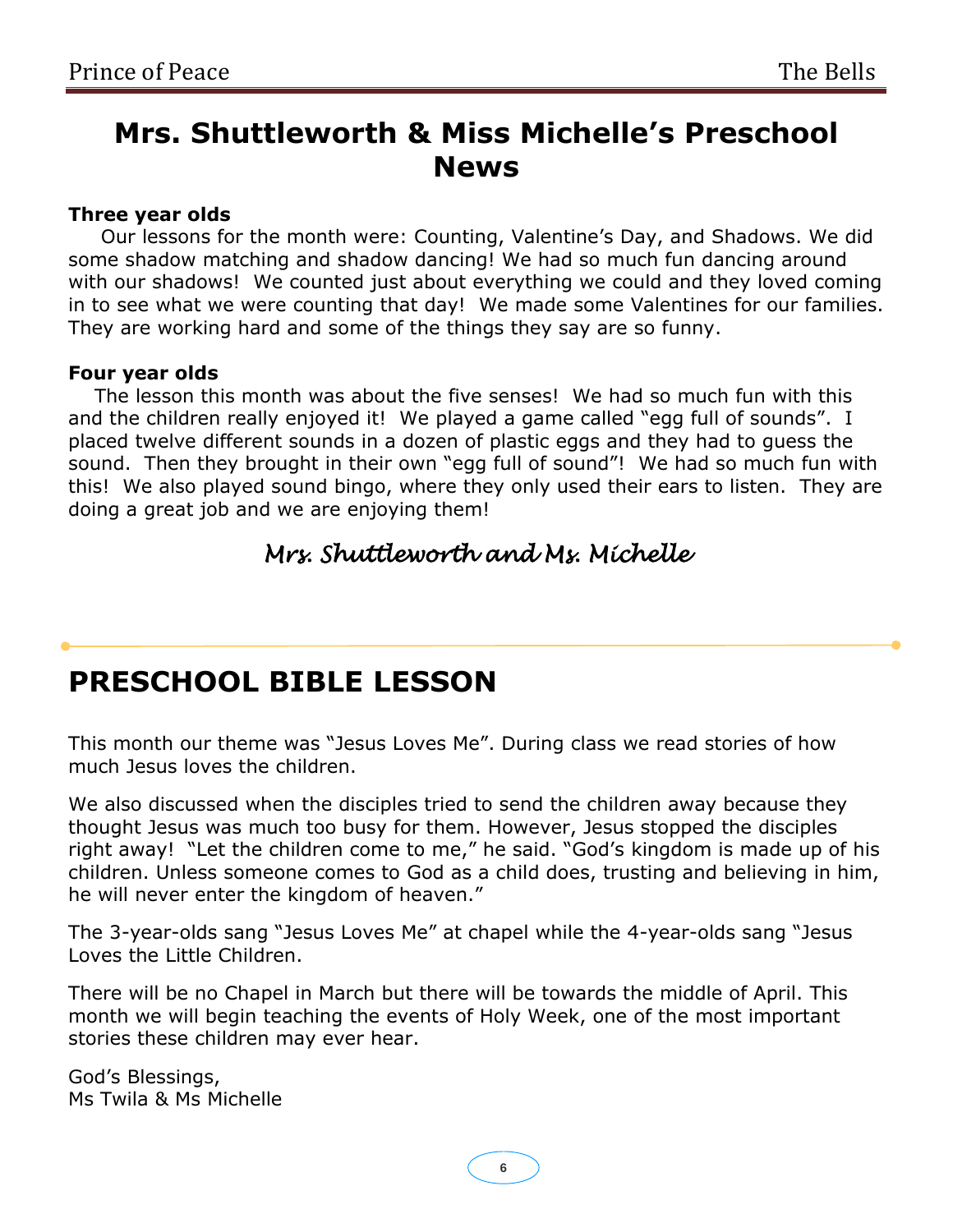# Mrs. Shuttleworth & Miss Michelle's Preschool News

**Three year olds**

Our lessons for the month were: Counting, Valentine's Day, and Shadows. We did some shadow matching and shadow dancing! We had so much fun dancing around with our shadows! We counted just about everything we could and they loved coming in to see what we were counting that day! We made some Valentines for our families. They are working hard and some of the things they say are so funny.

**Four year olds**

The lesson this month was about the five senses! We had so much fun with this and the children really enjoyed it! We played a game called "egg full of sounds". I placed twelve different sounds in a dozen of plastic eggs and they had to guess the sound. Then they brought in their own "egg full of sound"! We had so much fun with this! We also played sound bingo, where they only used their ears to listen. They are doing a great job and we are enjoying them!

*Mrs. Shuttleworth and Ms. Michelle*

---

# PRESCHOOL BIBLE LESSON

This month our theme was "Jesus Loves Me". During class we read stories of how much Jesus loves the children.

We also discussed when the disciples tried to send the children away because they thought Jesus was much too busy for them. However, Jesus stopped the disciples right away! "Let the children come to me," he said. "God's kingdom is made up of his children. Unless someone comes to God as a child does, trusting and believing in him, he will never enter the kingdom of heaven."

The 3-year-olds sang "Jesus Loves Me" at chapel while the 4-year-olds sang "Jesus Loves the Little Children.

There will be no Chapel in March but there will be towards the middle of April. This month we will begin teaching the events of Holy Week, one of the most important stories these children may ever hear.

God's Blessings,  
Ms Twila & Ms Michelle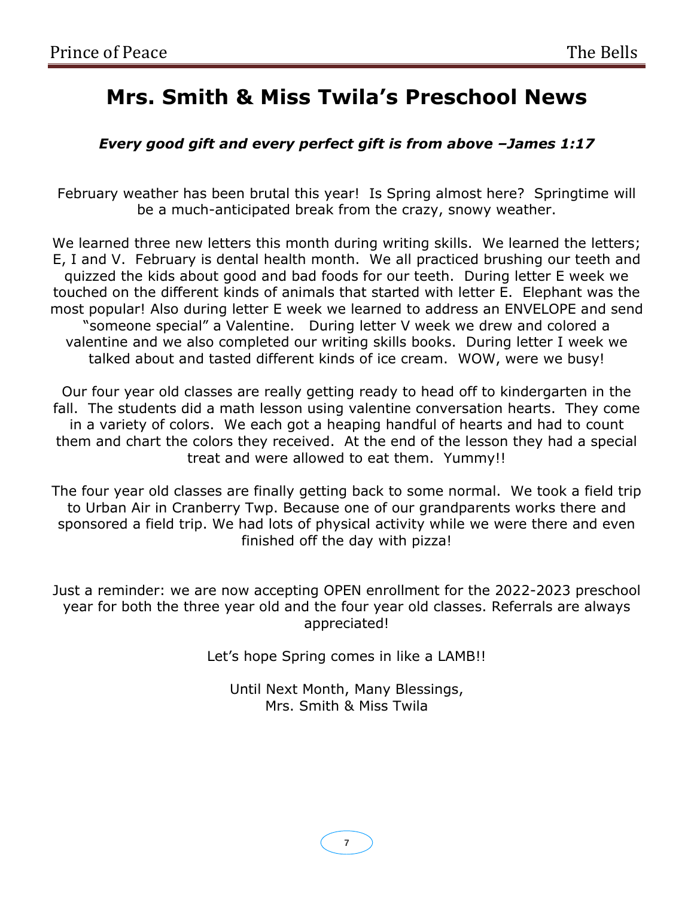# Mrs. Smith & Miss Twila's Preschool News

***Every good gift and every perfect gift is from above –James 1:17***

February weather has been brutal this year! Is Spring almost here? Springtime will be a much-anticipated break from the crazy, snowy weather.

We learned three new letters this month during writing skills. We learned the letters; E, I and V. February is dental health month. We all practiced brushing our teeth and quizzed the kids about good and bad foods for our teeth. During letter E week we touched on the different kinds of animals that started with letter E. Elephant was the most popular! Also during letter E week we learned to address an ENVELOPE and send "someone special" a Valentine. During letter V week we drew and colored a valentine and we also completed our writing skills books. During letter I week we talked about and tasted different kinds of ice cream. WOW, were we busy!

Our four year old classes are really getting ready to head off to kindergarten in the fall. The students did a math lesson using valentine conversation hearts. They come in a variety of colors. We each got a heaping handful of hearts and had to count them and chart the colors they received. At the end of the lesson they had a special treat and were allowed to eat them. Yummy!!

The four year old classes are finally getting back to some normal. We took a field trip to Urban Air in Cranberry Twp. Because one of our grandparents works there and sponsored a field trip. We had lots of physical activity while we were there and even finished off the day with pizza!

Just a reminder: we are now accepting OPEN enrollment for the 2022-2023 preschool year for both the three year old and the four year old classes. Referrals are always appreciated!

Let's hope Spring comes in like a LAMB!!

Until Next Month, Many Blessings,
Mrs. Smith & Miss Twila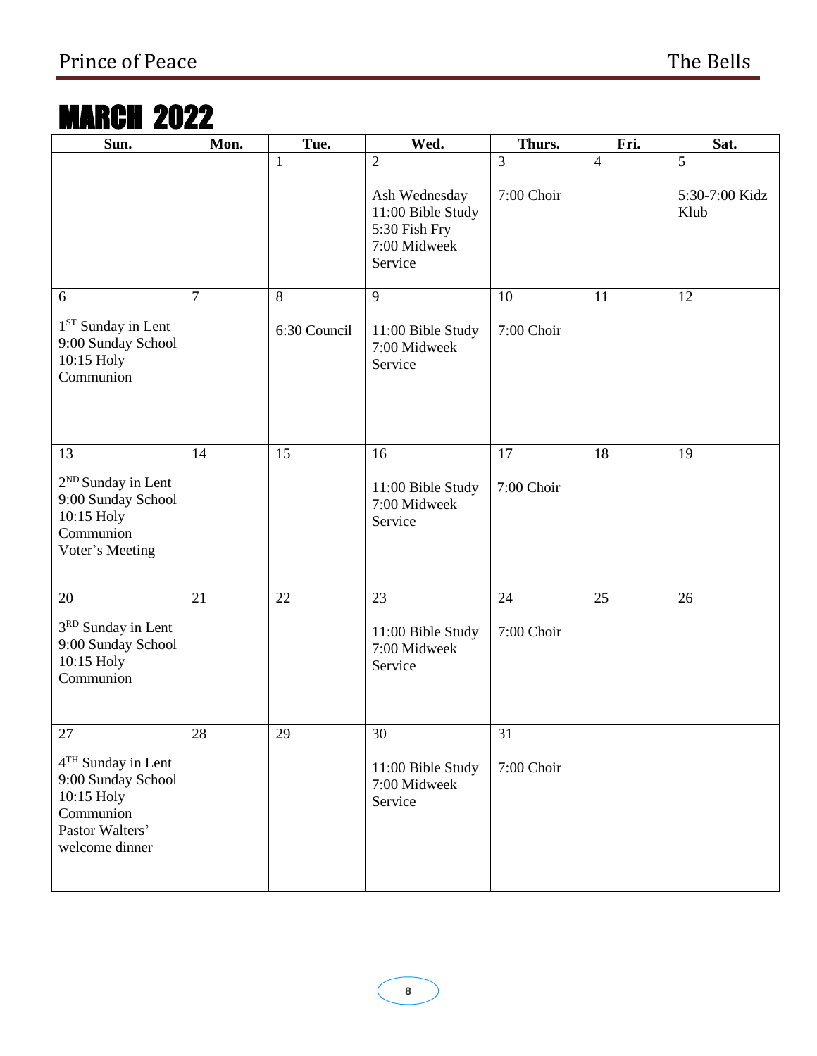# MARCH 2022

| Sun. | Mon. | Tue. | Wed. | Thurs. | Fri. | Sat. |
|---|---|---|---|---|---|---|
| | | 1 | 2<br><br>Ash Wednesday<br>11:00 Bible Study<br>5:30 Fish Fry<br>7:00 Midweek Service | 3<br><br>7:00 Choir | 4 | 5<br><br>5:30-7:00 Kidz Klub |
| 6<br><br>1ST Sunday in Lent<br>9:00 Sunday School<br>10:15 Holy Communion | 7 | 8<br><br>6:30 Council | 9<br><br>11:00 Bible Study<br>7:00 Midweek Service | 10<br><br>7:00 Choir | 11 | 12 |
| 13<br><br>2ND Sunday in Lent<br>9:00 Sunday School<br>10:15 Holy Communion<br>Voter's Meeting | 14 | 15 | 16<br><br>11:00 Bible Study<br>7:00 Midweek Service | 17<br><br>7:00 Choir | 18 | 19 |
| 20<br><br>3RD Sunday in Lent<br>9:00 Sunday School<br>10:15 Holy Communion | 21 | 22 | 23<br><br>11:00 Bible Study<br>7:00 Midweek Service | 24<br><br>7:00 Choir | 25 | 26 |
| 27<br><br>4TH Sunday in Lent<br>9:00 Sunday School<br>10:15 Holy Communion<br>Pastor Walters' welcome dinner | 28 | 29 | 30<br><br>11:00 Bible Study<br>7:00 Midweek Service | 31<br><br>7:00 Choir | | |